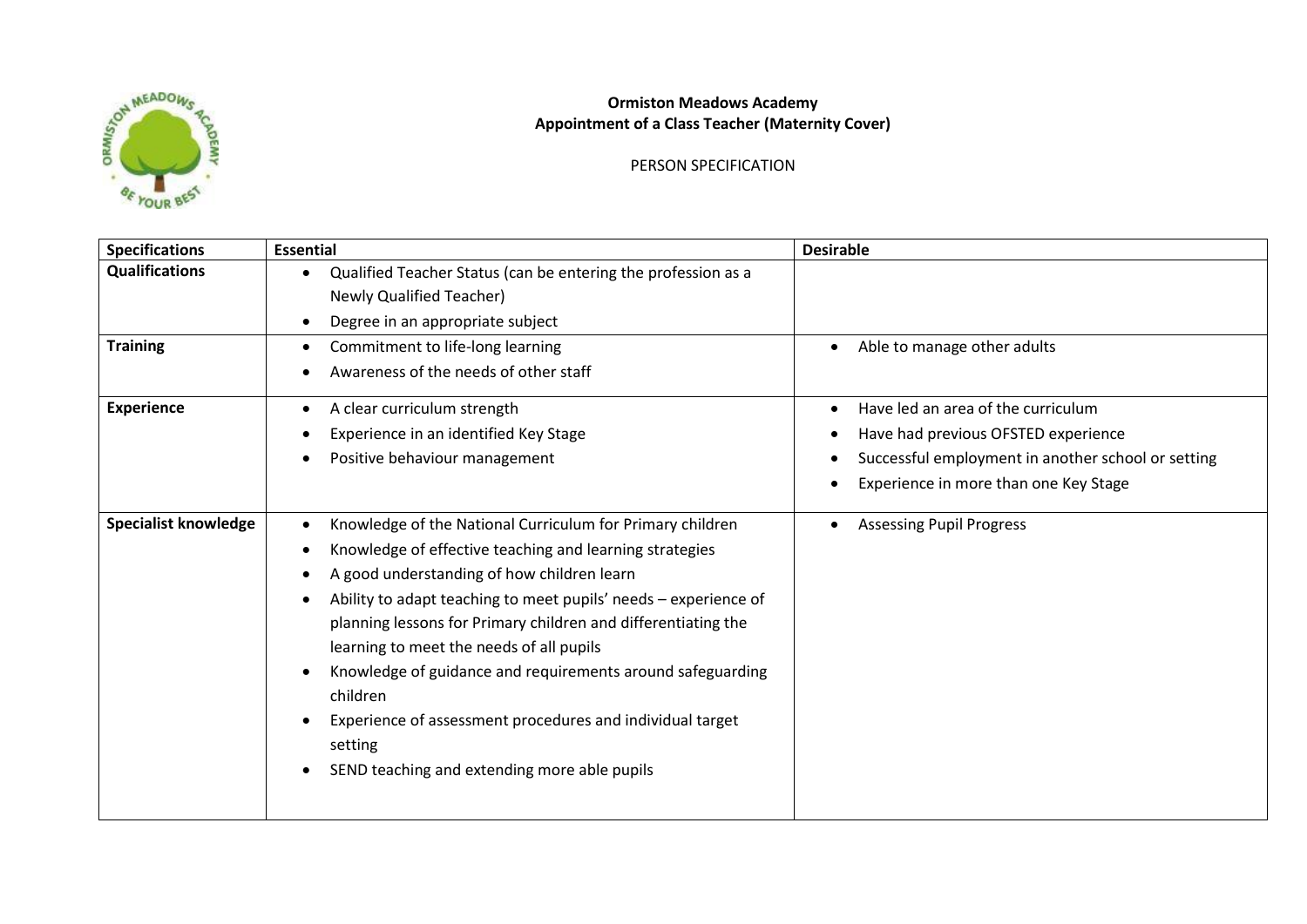**Ormiston Meadows Academy**
**Appointment of a Class Teacher (Maternity Cover)**

PERSON SPECIFICATION

| Specifications | Essential | Desirable |
|---|---|---|
| **Qualifications** | • Qualified Teacher Status (can be entering the profession as a Newly Qualified Teacher)<br>• Degree in an appropriate subject | |
| **Training** | • Commitment to life-long learning<br>• Awareness of the needs of other staff | • Able to manage other adults |
| **Experience** | • A clear curriculum strength<br>• Experience in an identified Key Stage<br>• Positive behaviour management | • Have led an area of the curriculum<br>• Have had previous OFSTED experience<br>• Successful employment in another school or setting<br>• Experience in more than one Key Stage |
| **Specialist knowledge** | • Knowledge of the National Curriculum for Primary children<br>• Knowledge of effective teaching and learning strategies<br>• A good understanding of how children learn<br>• Ability to adapt teaching to meet pupils' needs – experience of planning lessons for Primary children and differentiating the learning to meet the needs of all pupils<br>• Knowledge of guidance and requirements around safeguarding children<br>• Experience of assessment procedures and individual target setting<br>• SEND teaching and extending more able pupils | • Assessing Pupil Progress |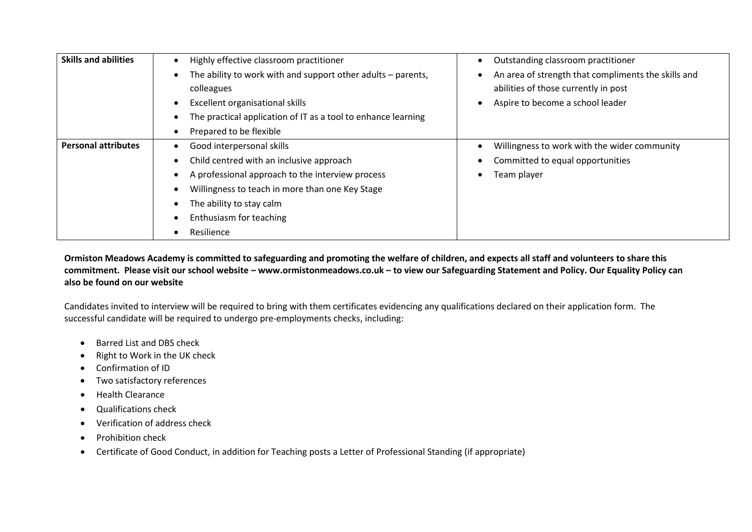| Skills and abilities | • Highly effective classroom practitioner<br>• The ability to work with and support other adults – parents, colleagues<br>• Excellent organisational skills<br>• The practical application of IT as a tool to enhance learning<br>• Prepared to be flexible | • Outstanding classroom practitioner<br>• An area of strength that compliments the skills and abilities of those currently in post<br>• Aspire to become a school leader |
|---|---|---|
| **Personal attributes** | • Good interpersonal skills<br>• Child centred with an inclusive approach<br>• A professional approach to the interview process<br>• Willingness to teach in more than one Key Stage<br>• The ability to stay calm<br>• Enthusiasm for teaching<br>• Resilience | • Willingness to work with the wider community<br>• Committed to equal opportunities<br>• Team player |

**Ormiston Meadows Academy is committed to safeguarding and promoting the welfare of children, and expects all staff and volunteers to share this commitment. Please visit our school website – www.ormistonmeadows.co.uk – to view our Safeguarding Statement and Policy. Our Equality Policy can also be found on our website**

Candidates invited to interview will be required to bring with them certificates evidencing any qualifications declared on their application form. The successful candidate will be required to undergo pre-employments checks, including:

- Barred List and DBS check
- Right to Work in the UK check
- Confirmation of ID
- Two satisfactory references
- Health Clearance
- Qualifications check
- Verification of address check
- Prohibition check
- Certificate of Good Conduct, in addition for Teaching posts a Letter of Professional Standing (if appropriate)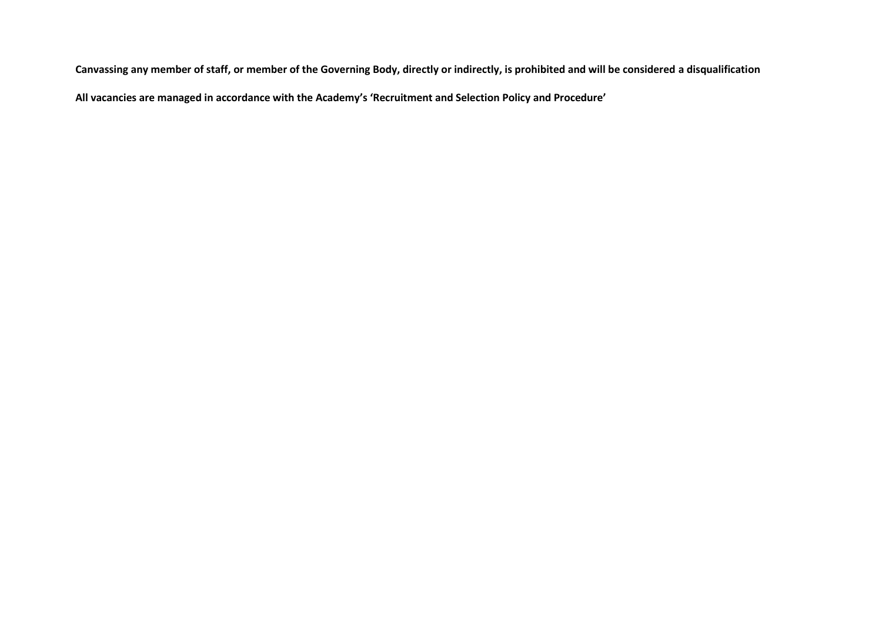**Canvassing any member of staff, or member of the Governing Body, directly or indirectly, is prohibited and will be considered a disqualification**

**All vacancies are managed in accordance with the Academy's 'Recruitment and Selection Policy and Procedure'**